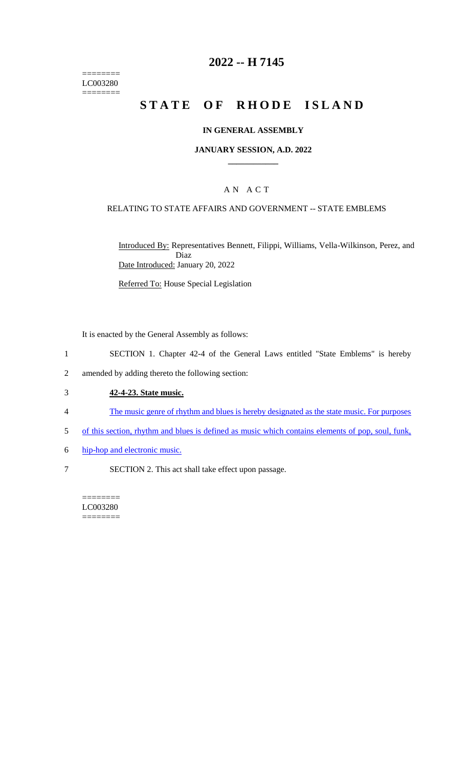========
LC003280
========

# 2022 -- H 7145

# STATE OF RHODE ISLAND

## IN GENERAL ASSEMBLY

### JANUARY SESSION, A.D. 2022

---

## A N A C T

### RELATING TO STATE AFFAIRS AND GOVERNMENT -- STATE EMBLEMS

Introduced By: Representatives Bennett, Filippi, Williams, Vella-Wilkinson, Perez, and Diaz

Date Introduced: January 20, 2022

Referred To: House Special Legislation

It is enacted by the General Assembly as follows:

1 SECTION 1. Chapter 42-4 of the General Laws entitled "State Emblems" is hereby
2 amended by adding thereto the following section:

3 **42-4-23. State music.**

4 The music genre of rhythm and blues is hereby designated as the state music. For purposes
5 of this section, rhythm and blues is defined as music which contains elements of pop, soul, funk,
6 hip-hop and electronic music.

7 SECTION 2. This act shall take effect upon passage.

========
LC003280
========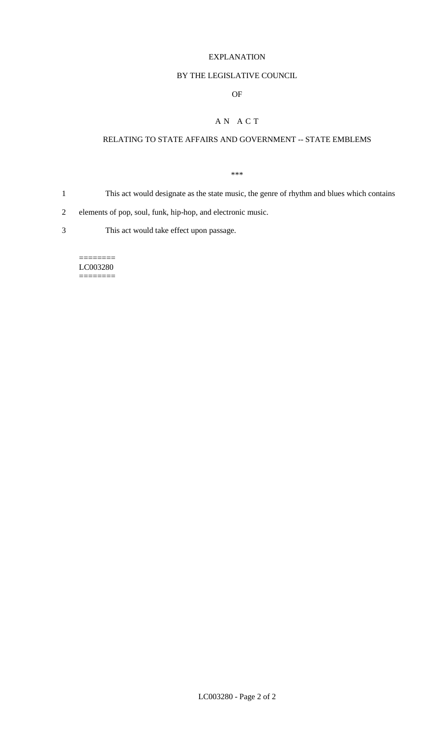EXPLANATION

BY THE LEGISLATIVE COUNCIL

OF

A N A C T

RELATING TO STATE AFFAIRS AND GOVERNMENT -- STATE EMBLEMS

\*\*\*

1 This act would designate as the state music, the genre of rhythm and blues which contains

2 elements of pop, soul, funk, hip-hop, and electronic music.

3 This act would take effect upon passage.

========
LC003280
========